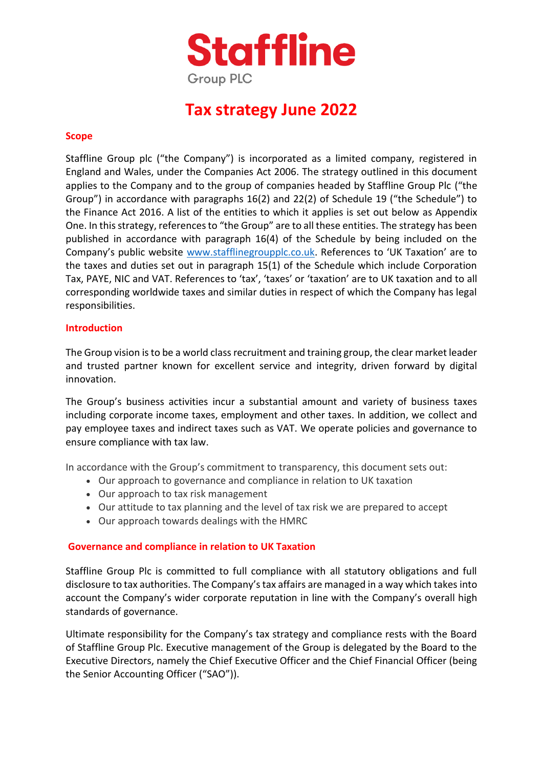# Staffline

Group PLC

# Tax strategy June 2022

## Scope

Staffline Group plc ("the Company") is incorporated as a limited company, registered in England and Wales, under the Companies Act 2006. The strategy outlined in this document applies to the Company and to the group of companies headed by Staffline Group Plc ("the Group") in accordance with paragraphs 16(2) and 22(2) of Schedule 19 ("the Schedule") to the Finance Act 2016. A list of the entities to which it applies is set out below as Appendix One. In this strategy, references to "the Group" are to all these entities. The strategy has been published in accordance with paragraph 16(4) of the Schedule by being included on the Company's public website [www.stafflinegroupplc.co.uk](www.stafflinegroupplc.co.uk). References to 'UK Taxation' are to the taxes and duties set out in paragraph 15(1) of the Schedule which include Corporation Tax, PAYE, NIC and VAT. References to 'tax', 'taxes' or 'taxation' are to UK taxation and to all corresponding worldwide taxes and similar duties in respect of which the Company has legal responsibilities.

## Introduction

The Group vision is to be a world class recruitment and training group, the clear market leader and trusted partner known for excellent service and integrity, driven forward by digital innovation.

The Group's business activities incur a substantial amount and variety of business taxes including corporate income taxes, employment and other taxes. In addition, we collect and pay employee taxes and indirect taxes such as VAT. We operate policies and governance to ensure compliance with tax law.

In accordance with the Group's commitment to transparency, this document sets out:

- Our approach to governance and compliance in relation to UK taxation
- Our approach to tax risk management
- Our attitude to tax planning and the level of tax risk we are prepared to accept
- Our approach towards dealings with the HMRC

## Governance and compliance in relation to UK Taxation

Staffline Group Plc is committed to full compliance with all statutory obligations and full disclosure to tax authorities. The Company's tax affairs are managed in a way which takes into account the Company's wider corporate reputation in line with the Company's overall high standards of governance.

Ultimate responsibility for the Company's tax strategy and compliance rests with the Board of Staffline Group Plc. Executive management of the Group is delegated by the Board to the Executive Directors, namely the Chief Executive Officer and the Chief Financial Officer (being the Senior Accounting Officer ("SAO")).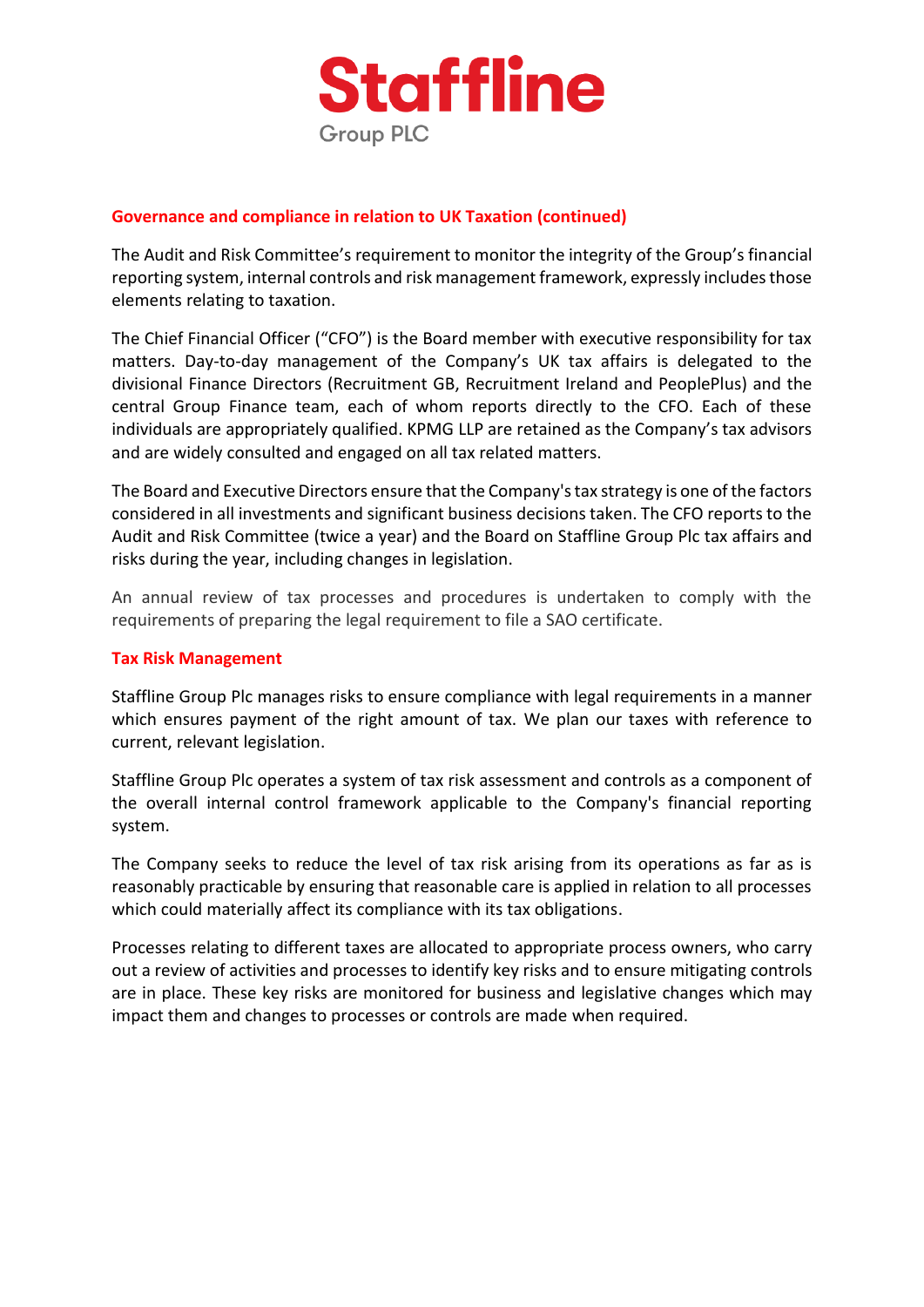## Governance and compliance in relation to UK Taxation (continued)

The Audit and Risk Committee's requirement to monitor the integrity of the Group's financial reporting system, internal controls and risk management framework, expressly includes those elements relating to taxation.

The Chief Financial Officer ("CFO") is the Board member with executive responsibility for tax matters. Day-to-day management of the Company's UK tax affairs is delegated to the divisional Finance Directors (Recruitment GB, Recruitment Ireland and PeoplePlus) and the central Group Finance team, each of whom reports directly to the CFO. Each of these individuals are appropriately qualified. KPMG LLP are retained as the Company's tax advisors and are widely consulted and engaged on all tax related matters.

The Board and Executive Directors ensure that the Company's tax strategy is one of the factors considered in all investments and significant business decisions taken. The CFO reports to the Audit and Risk Committee (twice a year) and the Board on Staffline Group Plc tax affairs and risks during the year, including changes in legislation.

An annual review of tax processes and procedures is undertaken to comply with the requirements of preparing the legal requirement to file a SAO certificate.

## Tax Risk Management

Stafffline Group Plc manages risks to ensure compliance with legal requirements in a manner which ensures payment of the right amount of tax. We plan our taxes with reference to current, relevant legislation.

Staffline Group Plc operates a system of tax risk assessment and controls as a component of the overall internal control framework applicable to the Company's financial reporting system.

The Company seeks to reduce the level of tax risk arising from its operations as far as is reasonably practicable by ensuring that reasonable care is applied in relation to all processes which could materially affect its compliance with its tax obligations.

Processes relating to different taxes are allocated to appropriate process owners, who carry out a review of activities and processes to identify key risks and to ensure mitigating controls are in place. These key risks are monitored for business and legislative changes which may impact them and changes to processes or controls are made when required.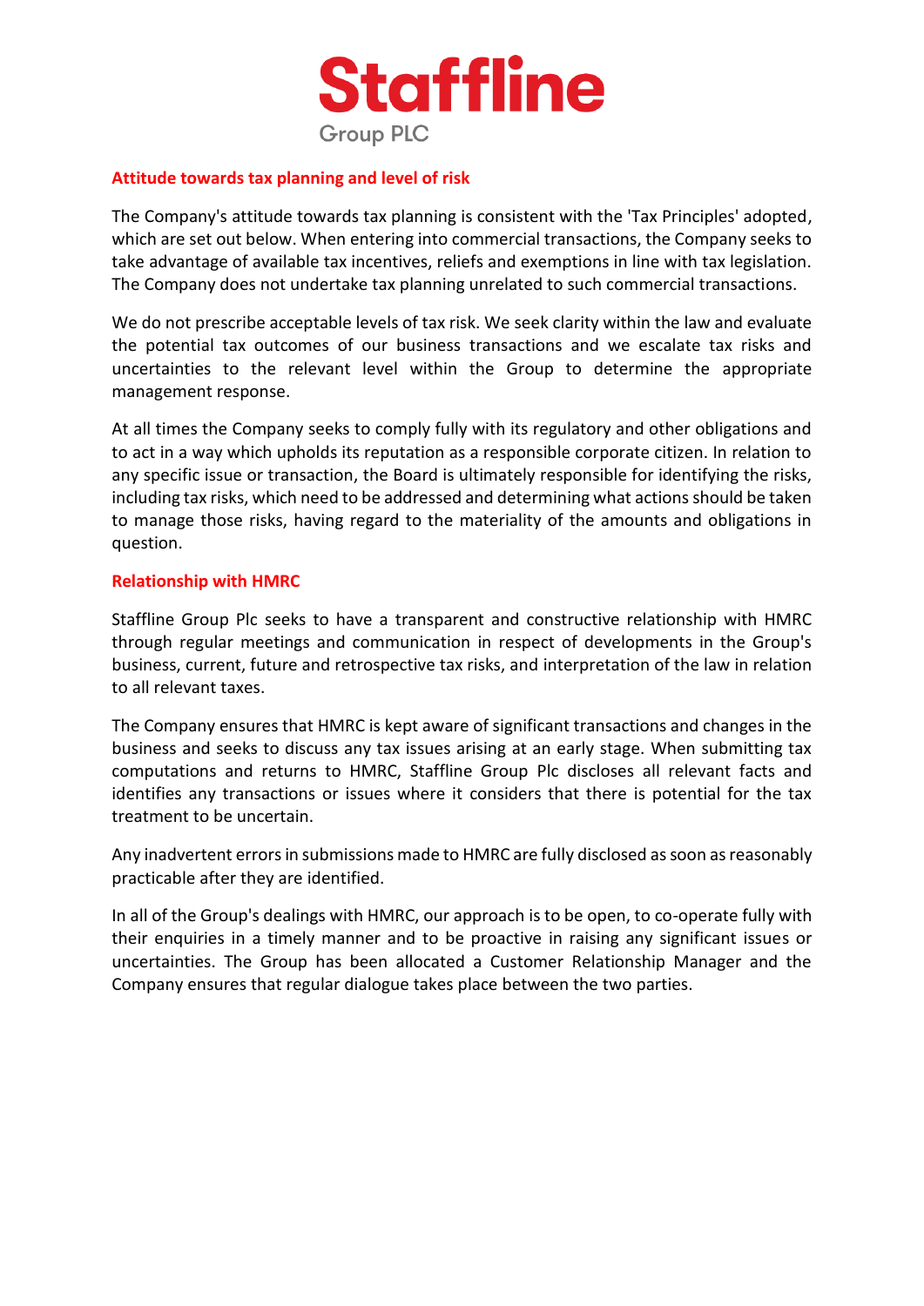## Attitude towards tax planning and level of risk

The Company's attitude towards tax planning is consistent with the 'Tax Principles' adopted, which are set out below. When entering into commercial transactions, the Company seeks to take advantage of available tax incentives, reliefs and exemptions in line with tax legislation. The Company does not undertake tax planning unrelated to such commercial transactions.

We do not prescribe acceptable levels of tax risk. We seek clarity within the law and evaluate the potential tax outcomes of our business transactions and we escalate tax risks and uncertainties to the relevant level within the Group to determine the appropriate management response.

At all times the Company seeks to comply fully with its regulatory and other obligations and to act in a way which upholds its reputation as a responsible corporate citizen. In relation to any specific issue or transaction, the Board is ultimately responsible for identifying the risks, including tax risks, which need to be addressed and determining what actions should be taken to manage those risks, having regard to the materiality of the amounts and obligations in question.

## Relationship with HMRC

Staffline Group Plc seeks to have a transparent and constructive relationship with HMRC through regular meetings and communication in respect of developments in the Group's business, current, future and retrospective tax risks, and interpretation of the law in relation to all relevant taxes.

The Company ensures that HMRC is kept aware of significant transactions and changes in the business and seeks to discuss any tax issues arising at an early stage. When submitting tax computations and returns to HMRC, Staffline Group Plc discloses all relevant facts and identifies any transactions or issues where it considers that there is potential for the tax treatment to be uncertain.

Any inadvertent errors in submissions made to HMRC are fully disclosed as soon as reasonably practicable after they are identified.

In all of the Group's dealings with HMRC, our approach is to be open, to co-operate fully with their enquiries in a timely manner and to be proactive in raising any significant issues or uncertainties. The Group has been allocated a Customer Relationship Manager and the Company ensures that regular dialogue takes place between the two parties.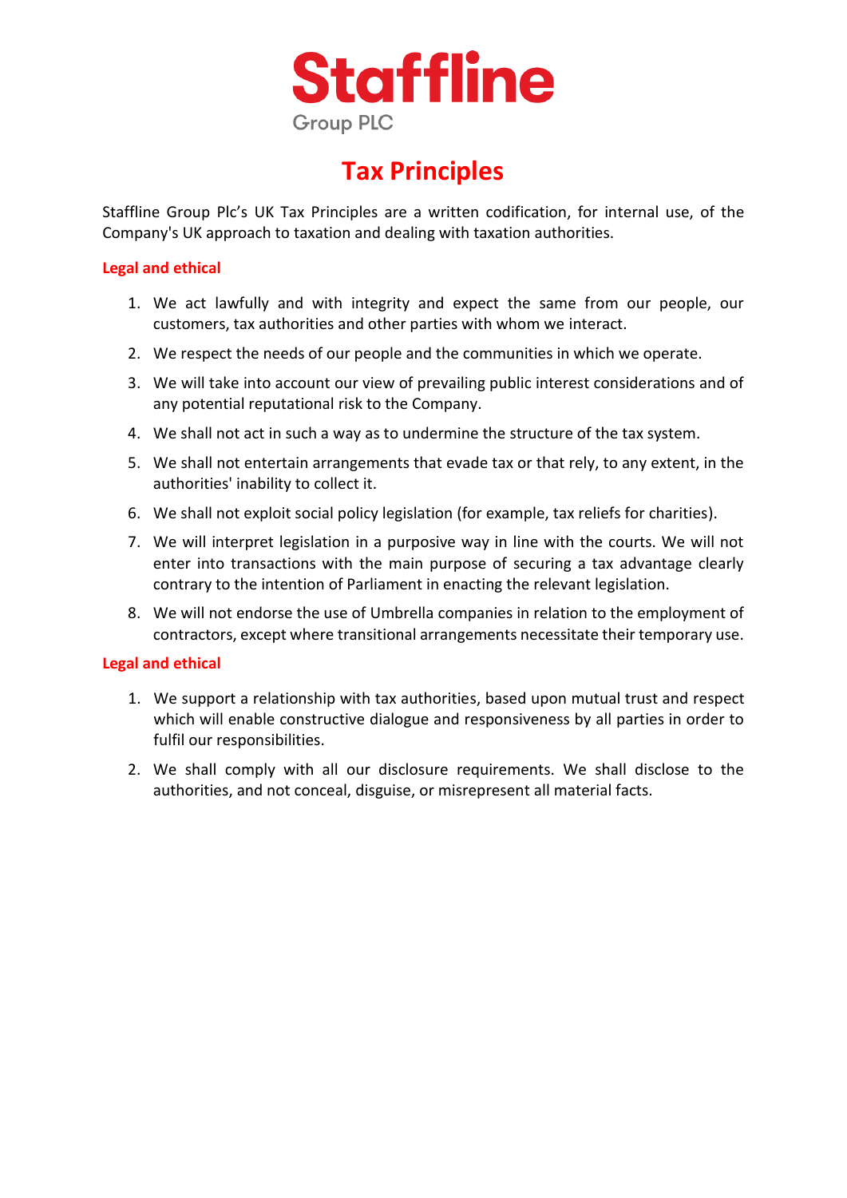Staffline

Group PLC

# Tax Principles

Staffline Group Plc's UK Tax Principles are a written codification, for internal use, of the Company's UK approach to taxation and dealing with taxation authorities.

## Legal and ethical

1. We act lawfully and with integrity and expect the same from our people, our customers, tax authorities and other parties with whom we interact.
2. We respect the needs of our people and the communities in which we operate.
3. We will take into account our view of prevailing public interest considerations and of any potential reputational risk to the Company.
4. We shall not act in such a way as to undermine the structure of the tax system.
5. We shall not entertain arrangements that evade tax or that rely, to any extent, in the authorities' inability to collect it.
6. We shall not exploit social policy legislation (for example, tax reliefs for charities).
7. We will interpret legislation in a purposive way in line with the courts. We will not enter into transactions with the main purpose of securing a tax advantage clearly contrary to the intention of Parliament in enacting the relevant legislation.
8. We will not endorse the use of Umbrella companies in relation to the employment of contractors, except where transitional arrangements necessitate their temporary use.

## Legal and ethical

1. We support a relationship with tax authorities, based upon mutual trust and respect which will enable constructive dialogue and responsiveness by all parties in order to fulfil our responsibilities.
2. We shall comply with all our disclosure requirements. We shall disclose to the authorities, and not conceal, disguise, or misrepresent all material facts.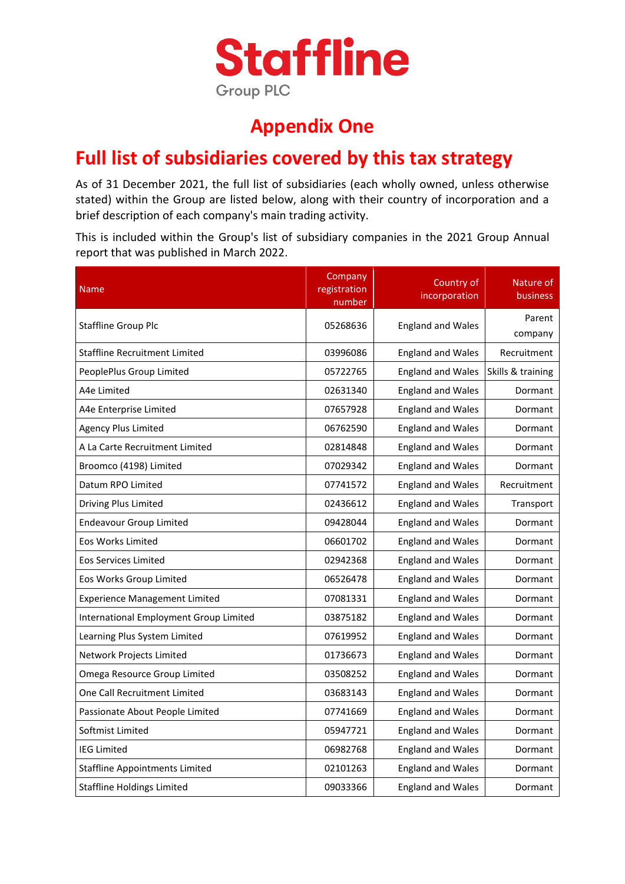Staffline Group PLC

# Appendix One

## Full list of subsidiaries covered by this tax strategy

As of 31 December 2021, the full list of subsidiaries (each wholly owned, unless otherwise stated) within the Group are listed below, along with their country of incorporation and a brief description of each company's main trading activity.

This is included within the Group's list of subsidiary companies in the 2021 Group Annual report that was published in March 2022.

| Name | Company registration number | Country of incorporation | Nature of business |
|---|---|---|---|
| Staffline Group Plc | 05268636 | England and Wales | Parent company |
| Staffline Recruitment Limited | 03996086 | England and Wales | Recruitment |
| PeoplePlus Group Limited | 05722765 | England and Wales | Skills & training |
| A4e Limited | 02631340 | England and Wales | Dormant |
| A4e Enterprise Limited | 07657928 | England and Wales | Dormant |
| Agency Plus Limited | 06762590 | England and Wales | Dormant |
| A La Carte Recruitment Limited | 02814848 | England and Wales | Dormant |
| Broomco (4198) Limited | 07029342 | England and Wales | Dormant |
| Datum RPO Limited | 07741572 | England and Wales | Recruitment |
| Driving Plus Limited | 02436612 | England and Wales | Transport |
| Endeavour Group Limited | 09428044 | England and Wales | Dormant |
| Eos Works Limited | 06601702 | England and Wales | Dormant |
| Eos Services Limited | 02942368 | England and Wales | Dormant |
| Eos Works Group Limited | 06526478 | England and Wales | Dormant |
| Experience Management Limited | 07081331 | England and Wales | Dormant |
| International Employment Group Limited | 03875182 | England and Wales | Dormant |
| Learning Plus System Limited | 07619952 | England and Wales | Dormant |
| Network Projects Limited | 01736673 | England and Wales | Dormant |
| Omega Resource Group Limited | 03508252 | England and Wales | Dormant |
| One Call Recruitment Limited | 03683143 | England and Wales | Dormant |
| Passionate About People Limited | 07741669 | England and Wales | Dormant |
| Softmist Limited | 05947721 | England and Wales | Dormant |
| IEG Limited | 06982768 | England and Wales | Dormant |
| Staffline Appointments Limited | 02101263 | England and Wales | Dormant |
| Staffline Holdings Limited | 09033366 | England and Wales | Dormant |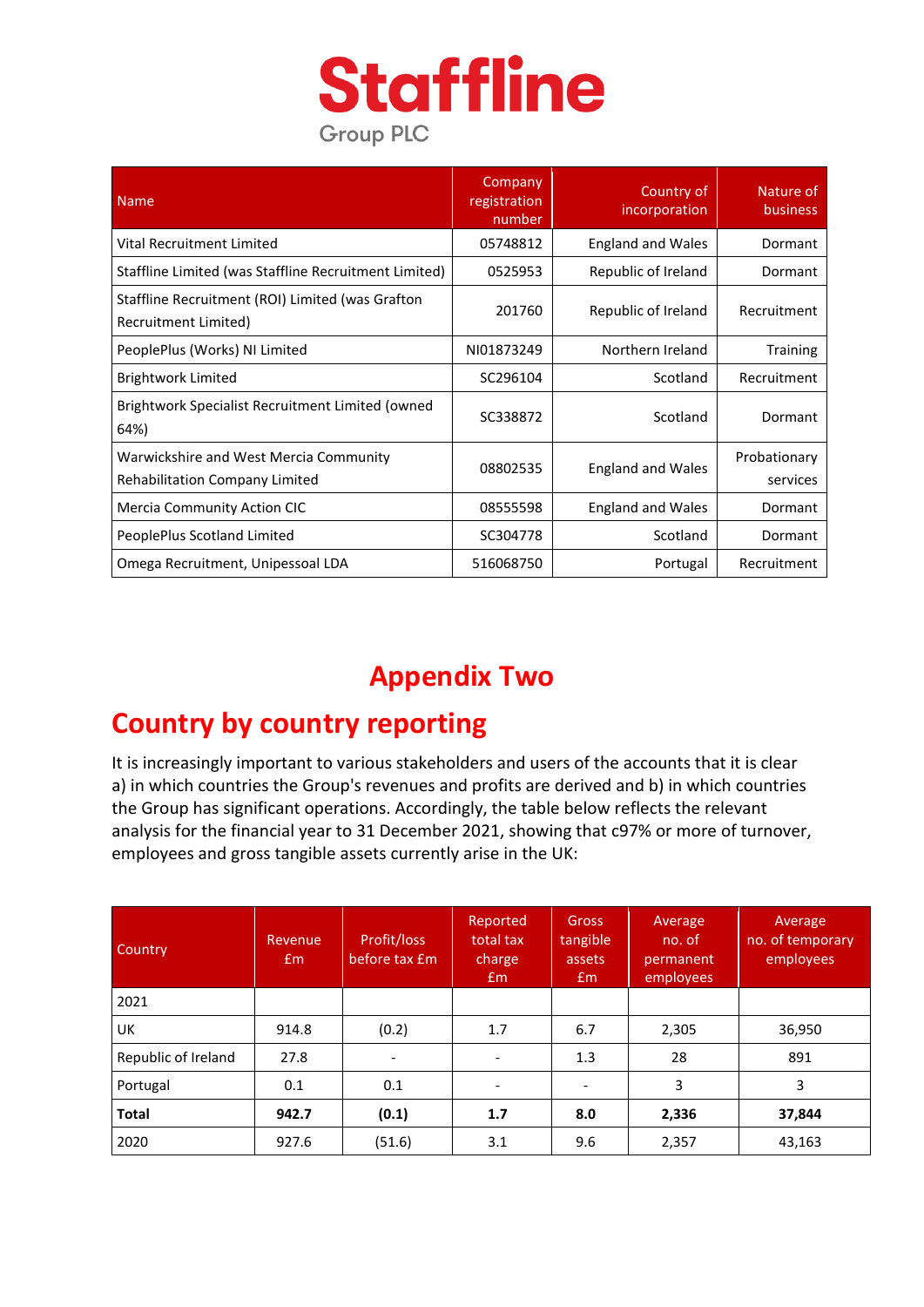| Name | Company registration number | Country of incorporation | Nature of business |
|---|---|---|---|
| Vital Recruitment Limited | 05748812 | England and Wales | Dormant |
| Staffline Limited (was Staffline Recruitment Limited) | 0525953 | Republic of Ireland | Dormant |
| Staffline Recruitment (ROI) Limited (was Grafton Recruitment Limited) | 201760 | Republic of Ireland | Recruitment |
| PeoplePlus (Works) NI Limited | NI01873249 | Northern Ireland | Training |
| Brightwork Limited | SC296104 | Scotland | Recruitment |
| Brightwork Specialist Recruitment Limited (owned 64%) | SC338872 | Scotland | Dormant |
| Warwickshire and West Mercia Community Rehabilitation Company Limited | 08802535 | England and Wales | Probationary services |
| Mercia Community Action CIC | 08555598 | England and Wales | Dormant |
| PeoplePlus Scotland Limited | SC304778 | Scotland | Dormant |
| Omega Recruitment, Unipessoal LDA | 516068750 | Portugal | Recruitment |

# Appendix Two

## Country by country reporting

It is increasingly important to various stakeholders and users of the accounts that it is clear a) in which countries the Group's revenues and profits are derived and b) in which countries the Group has significant operations. Accordingly, the table below reflects the relevant analysis for the financial year to 31 December 2021, showing that c97% or more of turnover, employees and gross tangible assets currently arise in the UK:

| Country | Revenue £m | Profit/loss before tax £m | Reported total tax charge £m | Gross tangible assets £m | Average no. of permanent employees | Average no. of temporary employees |
|---|---|---|---|---|---|---|
| 2021 | | | | | | |
| UK | 914.8 | (0.2) | 1.7 | 6.7 | 2,305 | 36,950 |
| Republic of Ireland | 27.8 | - | - | 1.3 | 28 | 891 |
| Portugal | 0.1 | 0.1 | - | - | 3 | 3 |
| **Total** | **942.7** | **(0.1)** | **1.7** | **8.0** | **2,336** | **37,844** |
| 2020 | 927.6 | (51.6) | 3.1 | 9.6 | 2,357 | 43,163 |